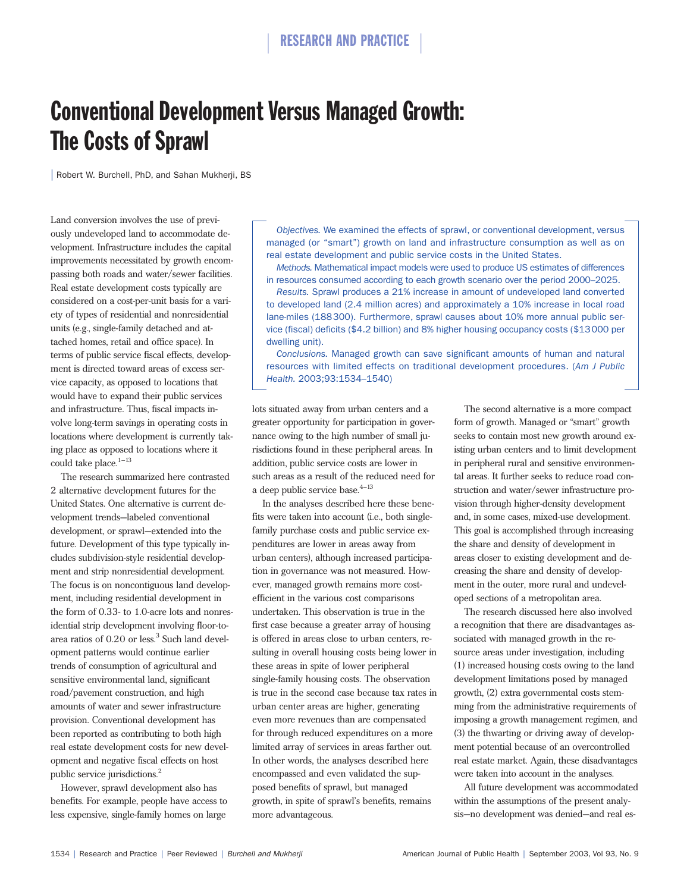# Conventional Development Versus Managed Growth: The Costs of Sprawl

Robert W. Burchell, PhD, and Sahan Mukherji, BS

*Objectives.* We examined the effects of sprawl, or conventional development, versus managed (or "smart") growth on land and infrastructure consumption as well as on real estate development and public service costs in the United States.

*Methods.* Mathematical impact models were used to produce US estimates of differences in resources consumed according to each growth scenario over the period 2000–2025.

*Results.* Sprawl produces a 21% increase in amount of undeveloped land converted to developed land (2.4 million acres) and approximately a 10% increase in local road lane-miles (188 300). Furthermore, sprawl causes about 10% more annual public service (fiscal) deficits ($4.2 billion) and 8% higher housing occupancy costs ($13 000 per dwelling unit).

*Conclusions.* Managed growth can save significant amounts of human and natural resources with limited effects on traditional development procedures. (*Am J Public Health.* 2003;93:1534–1540)

Land conversion involves the use of previously undeveloped land to accommodate development. Infrastructure includes the capital improvements necessitated by growth encompassing both roads and water/sewer facilities. Real estate development costs typically are considered on a cost-per-unit basis for a variety of types of residential and nonresidential units (e.g., single-family detached and attached homes, retail and office space). In terms of public service fiscal effects, development is directed toward areas of excess service capacity, as opposed to locations that would have to expand their public services and infrastructure. Thus, fiscal impacts involve long-term savings in operating costs in locations where development is currently taking place as opposed to locations where it could take place.[1–13]

The research summarized here contrasted 2 alternative development futures for the United States. One alternative is current development trends—labeled conventional development, or sprawl—extended into the future. Development of this type typically includes subdivision-style residential development and strip nonresidential development. The focus is on noncontiguous land development, including residential development in the form of 0.33- to 1.0-acre lots and nonresidential strip development involving floor-to-area ratios of 0.20 or less.[3] Such land development patterns would continue earlier trends of consumption of agricultural and sensitive environmental land, significant road/pavement construction, and high amounts of water and sewer infrastructure provision. Conventional development has been reported as contributing to both high real estate development costs for new development and negative fiscal effects on host public service jurisdictions.[2]

However, sprawl development also has benefits. For example, people have access to less expensive, single-family homes on large lots situated away from urban centers and a greater opportunity for participation in governance owing to the high number of small jurisdictions found in these peripheral areas. In addition, public service costs are lower in such areas as a result of the reduced need for a deep public service base.[4–13]

In the analyses described here these benefits were taken into account (i.e., both single-family purchase costs and public service expenditures are lower in areas away from urban centers), although increased participation in governance was not measured. However, managed growth remains more cost-efficient in the various cost comparisons undertaken. This observation is true in the first case because a greater array of housing is offered in areas close to urban centers, resulting in overall housing costs being lower in these areas in spite of lower peripheral single-family housing costs. The observation is true in the second case because tax rates in urban center areas are higher, generating even more revenues than are compensated for through reduced expenditures on a more limited array of services in areas farther out. In other words, the analyses described here encompassed and even validated the supposed benefits of sprawl, but managed growth, in spite of sprawl's benefits, remains more advantageous.

The second alternative is a more compact form of growth. Managed or "smart" growth seeks to contain most new growth around existing urban centers and to limit development in peripheral rural and sensitive environmental areas. It further seeks to reduce road construction and water/sewer infrastructure provision through higher-density development and, in some cases, mixed-use development. This goal is accomplished through increasing the share and density of development in areas closer to existing development and decreasing the share and density of development in the outer, more rural and undeveloped sections of a metropolitan area.

The research discussed here also involved a recognition that there are disadvantages associated with managed growth in the resource areas under investigation, including (1) increased housing costs owing to the land development limitations posed by managed growth, (2) extra governmental costs stemming from the administrative requirements of imposing a growth management regimen, and (3) the thwarting or driving away of development potential because of an overcontrolled real estate market. Again, these disadvantages were taken into account in the analyses.

All future development was accommodated within the assumptions of the present analysis—no development was denied—and real es-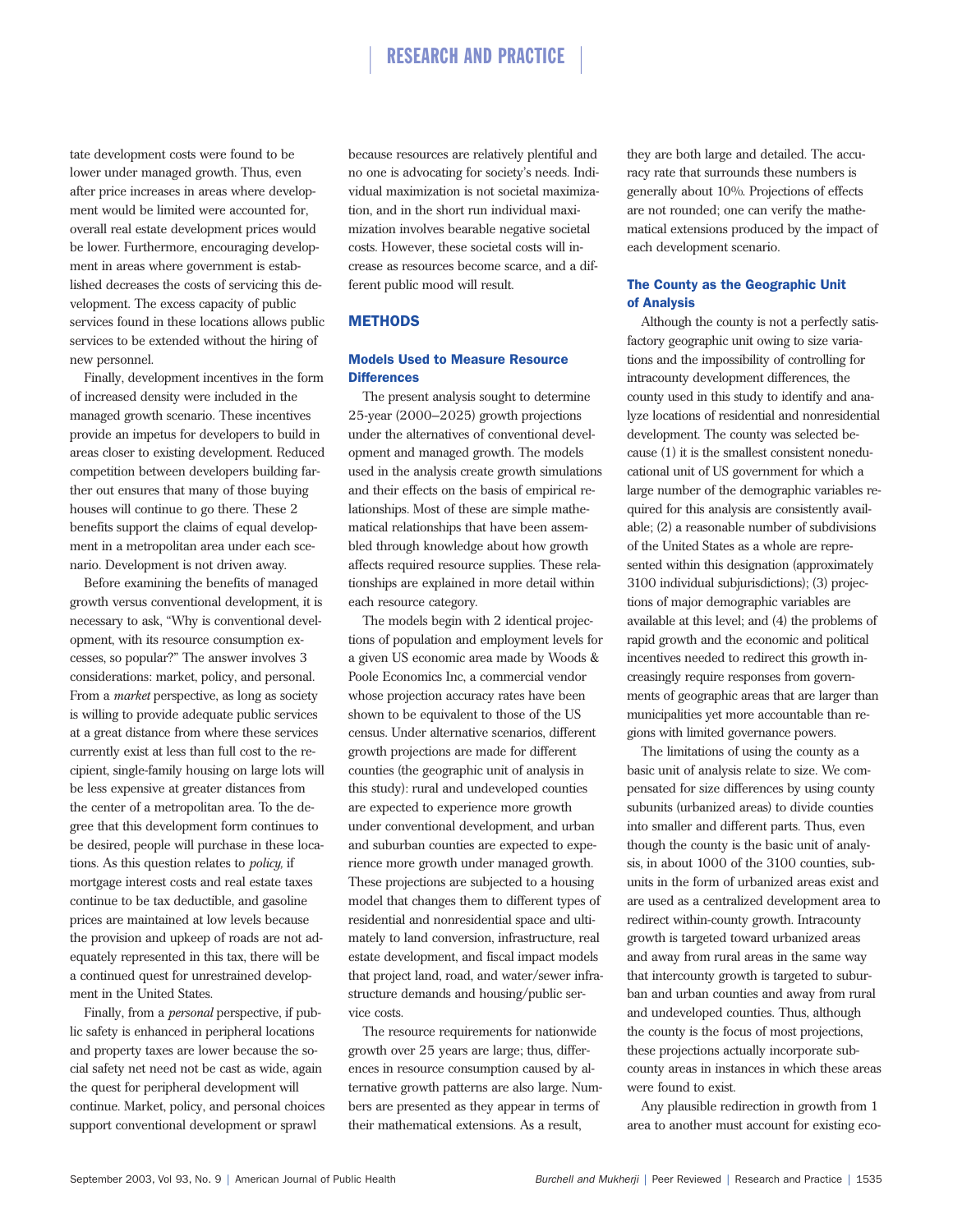tate development costs were found to be lower under managed growth. Thus, even after price increases in areas where development would be limited were accounted for, overall real estate development prices would be lower. Furthermore, encouraging development in areas where government is established decreases the costs of servicing this development. The excess capacity of public services found in these locations allows public services to be extended without the hiring of new personnel.

Finally, development incentives in the form of increased density were included in the managed growth scenario. These incentives provide an impetus for developers to build in areas closer to existing development. Reduced competition between developers building farther out ensures that many of those buying houses will continue to go there. These 2 benefits support the claims of equal development in a metropolitan area under each scenario. Development is not driven away.

Before examining the benefits of managed growth versus conventional development, it is necessary to ask, "Why is conventional development, with its resource consumption excesses, so popular?" The answer involves 3 considerations: market, policy, and personal. From a *market* perspective, as long as society is willing to provide adequate public services at a great distance from where these services currently exist at less than full cost to the recipient, single-family housing on large lots will be less expensive at greater distances from the center of a metropolitan area. To the degree that this development form continues to be desired, people will purchase in these locations. As this question relates to *policy,* if mortgage interest costs and real estate taxes continue to be tax deductible, and gasoline prices are maintained at low levels because the provision and upkeep of roads are not adequately represented in this tax, there will be a continued quest for unrestrained development in the United States.

Finally, from a *personal* perspective, if public safety is enhanced in peripheral locations and property taxes are lower because the social safety net need not be cast as wide, again the quest for peripheral development will continue. Market, policy, and personal choices support conventional development or sprawl because resources are relatively plentiful and no one is advocating for society's needs. Individual maximization is not societal maximization, and in the short run individual maximization involves bearable negative societal costs. However, these societal costs will increase as resources become scarce, and a different public mood will result.

## METHODS

### Models Used to Measure Resource Differences

The present analysis sought to determine 25-year (2000–2025) growth projections under the alternatives of conventional development and managed growth. The models used in the analysis create growth simulations and their effects on the basis of empirical relationships. Most of these are simple mathematical relationships that have been assembled through knowledge about how growth affects required resource supplies. These relationships are explained in more detail within each resource category.

The models begin with 2 identical projections of population and employment levels for a given US economic area made by Woods & Poole Economics Inc, a commercial vendor whose projection accuracy rates have been shown to be equivalent to those of the US census. Under alternative scenarios, different growth projections are made for different counties (the geographic unit of analysis in this study): rural and undeveloped counties are expected to experience more growth under conventional development, and urban and suburban counties are expected to experience more growth under managed growth. These projections are subjected to a housing model that changes them to different types of residential and nonresidential space and ultimately to land conversion, infrastructure, real estate development, and fiscal impact models that project land, road, and water/sewer infrastructure demands and housing/public service costs.

The resource requirements for nationwide growth over 25 years are large; thus, differences in resource consumption caused by alternative growth patterns are also large. Numbers are presented as they appear in terms of their mathematical extensions. As a result, they are both large and detailed. The accuracy rate that surrounds these numbers is generally about 10%. Projections of effects are not rounded; one can verify the mathematical extensions produced by the impact of each development scenario.

### The County as the Geographic Unit of Analysis

Although the county is not a perfectly satisfactory geographic unit owing to size variations and the impossibility of controlling for intracounty development differences, the county used in this study to identify and analyze locations of residential and nonresidential development. The county was selected because (1) it is the smallest consistent noneducational unit of US government for which a large number of the demographic variables required for this analysis are consistently available; (2) a reasonable number of subdivisions of the United States as a whole are represented within this designation (approximately 3100 individual subjurisdictions); (3) projections of major demographic variables are available at this level; and (4) the problems of rapid growth and the economic and political incentives needed to redirect this growth increasingly require responses from governments of geographic areas that are larger than municipalities yet more accountable than regions with limited governance powers.

The limitations of using the county as a basic unit of analysis relate to size. We compensated for size differences by using county subunits (urbanized areas) to divide counties into smaller and different parts. Thus, even though the county is the basic unit of analysis, in about 1000 of the 3100 counties, subunits in the form of urbanized areas exist and are used as a centralized development area to redirect within-county growth. Intracounty growth is targeted toward urbanized areas and away from rural areas in the same way that intercounty growth is targeted to suburban and urban counties and away from rural and undeveloped counties. Thus, although the county is the focus of most projections, these projections actually incorporate subcounty areas in instances in which these areas were found to exist.

Any plausible redirection in growth from 1 area to another must account for existing eco-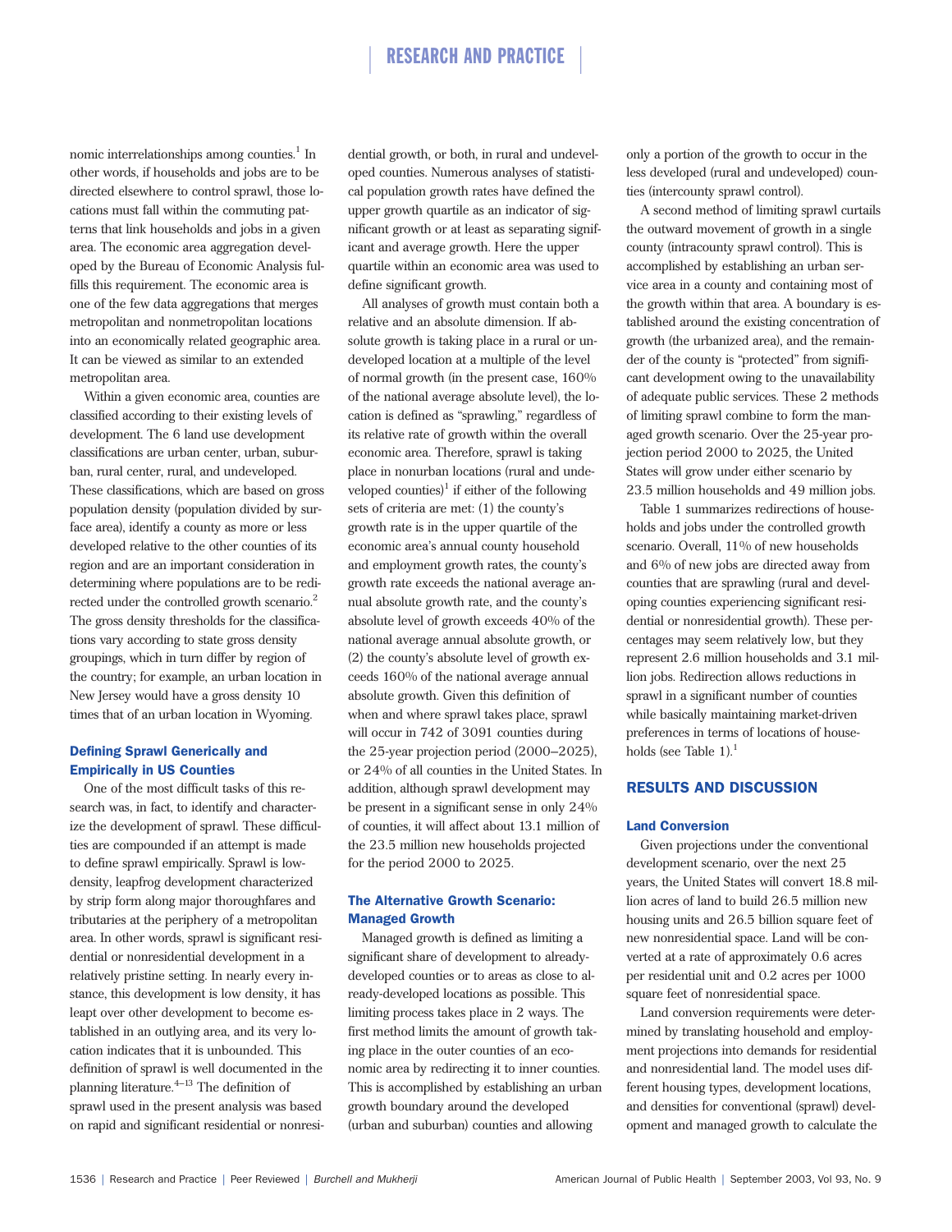nomic interrelationships among counties.[1] In other words, if households and jobs are to be directed elsewhere to control sprawl, those locations must fall within the commuting patterns that link households and jobs in a given area. The economic area aggregation developed by the Bureau of Economic Analysis fulfills this requirement. The economic area is one of the few data aggregations that merges metropolitan and nonmetropolitan locations into an economically related geographic area. It can be viewed as similar to an extended metropolitan area.

Within a given economic area, counties are classified according to their existing levels of development. The 6 land use development classifications are urban center, urban, suburban, rural center, rural, and undeveloped. These classifications, which are based on gross population density (population divided by surface area), identify a county as more or less developed relative to the other counties of its region and are an important consideration in determining where populations are to be redirected under the controlled growth scenario.[2] The gross density thresholds for the classifications vary according to state gross density groupings, which in turn differ by region of the country; for example, an urban location in New Jersey would have a gross density 10 times that of an urban location in Wyoming.

### Defining Sprawl Generically and Empirically in US Counties

One of the most difficult tasks of this research was, in fact, to identify and characterize the development of sprawl. These difficulties are compounded if an attempt is made to define sprawl empirically. Sprawl is low-density, leapfrog development characterized by strip form along major thoroughfares and tributaries at the periphery of a metropolitan area. In other words, sprawl is significant residential or nonresidential development in a relatively pristine setting. In nearly every instance, this development is low density, it has leapt over other development to become established in an outlying area, and its very location indicates that it is unbounded. This definition of sprawl is well documented in the planning literature.[4–13] The definition of sprawl used in the present analysis was based on rapid and significant residential or nonresidential growth, or both, in rural and undeveloped counties. Numerous analyses of statistical population growth rates have defined the upper growth quartile as an indicator of significant growth or at least as separating significant and average growth. Here the upper quartile within an economic area was used to define significant growth.

All analyses of growth must contain both a relative and an absolute dimension. If absolute growth is taking place in a rural or undeveloped location at a multiple of the level of normal growth (in the present case, 160% of the national average absolute level), the location is defined as "sprawling," regardless of its relative rate of growth within the overall economic area. Therefore, sprawl is taking place in nonurban locations (rural and undeveloped counties)[1] if either of the following sets of criteria are met: (1) the county's growth rate is in the upper quartile of the economic area's annual county household and employment growth rates, the county's growth rate exceeds the national average annual absolute growth rate, and the county's absolute level of growth exceeds 40% of the national average annual absolute growth, or (2) the county's absolute level of growth exceeds 160% of the national average annual absolute growth. Given this definition of when and where sprawl takes place, sprawl will occur in 742 of 3091 counties during the 25-year projection period (2000–2025), or 24% of all counties in the United States. In addition, although sprawl development may be present in a significant sense in only 24% of counties, it will affect about 13.1 million of the 23.5 million new households projected for the period 2000 to 2025.

### The Alternative Growth Scenario: Managed Growth

Managed growth is defined as limiting a significant share of development to already-developed counties or to areas as close to already-developed locations as possible. This limiting process takes place in 2 ways. The first method limits the amount of growth taking place in the outer counties of an economic area by redirecting it to inner counties. This is accomplished by establishing an urban growth boundary around the developed (urban and suburban) counties and allowing only a portion of the growth to occur in the less developed (rural and undeveloped) counties (intercounty sprawl control).

A second method of limiting sprawl curtails the outward movement of growth in a single county (intracounty sprawl control). This is accomplished by establishing an urban service area in a county and containing most of the growth within that area. A boundary is established around the existing concentration of growth (the urbanized area), and the remainder of the county is "protected" from significant development owing to the unavailability of adequate public services. These 2 methods of limiting sprawl combine to form the managed growth scenario. Over the 25-year projection period 2000 to 2025, the United States will grow under either scenario by 23.5 million households and 49 million jobs.

Table 1 summarizes redirections of households and jobs under the controlled growth scenario. Overall, 11% of new households and 6% of new jobs are directed away from counties that are sprawling (rural and developing counties experiencing significant residential or nonresidential growth). These percentages may seem relatively low, but they represent 2.6 million households and 3.1 million jobs. Redirection allows reductions in sprawl in a significant number of counties while basically maintaining market-driven preferences in terms of locations of households (see Table 1).[1]

## RESULTS AND DISCUSSION

### Land Conversion

Given projections under the conventional development scenario, over the next 25 years, the United States will convert 18.8 million acres of land to build 26.5 million new housing units and 26.5 billion square feet of new nonresidential space. Land will be converted at a rate of approximately 0.6 acres per residential unit and 0.2 acres per 1000 square feet of nonresidential space.

Land conversion requirements were determined by translating household and employment projections into demands for residential and nonresidential land. The model uses different housing types, development locations, and densities for conventional (sprawl) development and managed growth to calculate the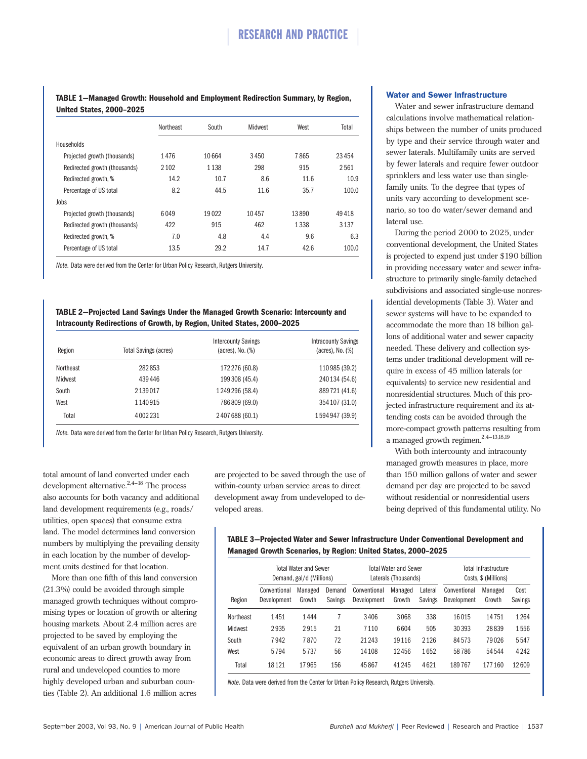**TABLE 1—Managed Growth: Household and Employment Redirection Summary, by Region, United States, 2000–2025**

| | Northeast | South | Midwest | West | Total |
|---|---|---|---|---|---|
| Households | | | | | |
| Projected growth (thousands) | 1476 | 10664 | 3450 | 7865 | 23454 |
| Redirected growth (thousands) | 2102 | 1138 | 298 | 915 | 2561 |
| Redirected growth, % | 14.2 | 10.7 | 8.6 | 11.6 | 10.9 |
| Percentage of US total | 8.2 | 44.5 | 11.6 | 35.7 | 100.0 |
| Jobs | | | | | |
| Projected growth (thousands) | 6049 | 19022 | 10457 | 13890 | 49418 |
| Redirected growth (thousands) | 422 | 915 | 462 | 1338 | 3137 |
| Redirected growth, % | 7.0 | 4.8 | 4.4 | 9.6 | 6.3 |
| Percentage of US total | 13.5 | 29.2 | 14.7 | 42.6 | 100.0 |

*Note.* Data were derived from the Center for Urban Policy Research, Rutgers University.

**TABLE 2—Projected Land Savings Under the Managed Growth Scenario: Intercounty and Intracounty Redirections of Growth, by Region, United States, 2000–2025**

| Region | Total Savings (acres) | Intercounty Savings (acres), No. (%) | Intracounty Savings (acres), No. (%) |
|---|---|---|---|
| Northeast | 282853 | 172276 (60.8) | 110985 (39.2) |
| Midwest | 439446 | 199308 (45.4) | 240134 (54.6) |
| South | 2139017 | 1249296 (58.4) | 889721 (41.6) |
| West | 1140915 | 786809 (69.0) | 354107 (31.0) |
| Total | 4002231 | 2407688 (60.1) | 1594947 (39.9) |

*Note.* Data were derived from the Center for Urban Policy Research, Rutgers University.

total amount of land converted under each development alternative.[2,4–18] The process also accounts for both vacancy and additional land development requirements (e.g., roads/utilities, open spaces) that consume extra land. The model determines land conversion numbers by multiplying the prevailing density in each location by the number of development units destined for that location.

More than one fifth of this land conversion (21.3%) could be avoided through simple managed growth techniques without compromising types or location of growth or altering housing markets. About 2.4 million acres are projected to be saved by employing the equivalent of an urban growth boundary in economic areas to direct growth away from rural and undeveloped counties to more highly developed urban and suburban counties (Table 2). An additional 1.6 million acres are projected to be saved through the use of within-county urban service areas to direct development away from undeveloped to developed areas.

### Water and Sewer Infrastructure

Water and sewer infrastructure demand calculations involve mathematical relationships between the number of units produced by type and their service through water and sewer laterals. Multifamily units are served by fewer laterals and require fewer outdoor sprinklers and less water use than single-family units. To the degree that types of units vary according to development scenario, so too do water/sewer demand and lateral use.

During the period 2000 to 2025, under conventional development, the United States is projected to expend just under $190 billion in providing necessary water and sewer infrastructure to primarily single-family detached subdivisions and associated single-use nonresidential developments (Table 3). Water and sewer systems will have to be expanded to accommodate the more than 18 billion gallons of additional water and sewer capacity needed. These delivery and collection systems under traditional development will require in excess of 45 million laterals (or equivalents) to service new residential and nonresidential structures. Much of this projected infrastructure requirement and its attending costs can be avoided through the more-compact growth patterns resulting from a managed growth regimen.[2,4–13,18,19]

With both intercounty and intracounty managed growth measures in place, more than 150 million gallons of water and sewer demand per day are projected to be saved without residential or nonresidential users being deprived of this fundamental utility. No

**TABLE 3—Projected Water and Sewer Infrastructure Under Conventional Development and Managed Growth Scenarios, by Region: United States, 2000–2025**

| | Total Water and Sewer Demand, gal/d (Millions) | | | Total Water and Sewer Laterals (Thousands) | | | Total Infrastructure Costs, $ (Millions) | | |
|---|---|---|---|---|---|---|---|---|---|
| Region | Conventional Development | Managed Growth | Demand Savings | Conventional Development | Managed Growth | Lateral Savings | Conventional Development | Managed Growth | Cost Savings |
| Northeast | 1451 | 1444 | 7 | 3406 | 3068 | 338 | 16015 | 14751 | 1264 |
| Midwest | 2935 | 2915 | 21 | 7110 | 6604 | 505 | 30393 | 28839 | 1556 |
| South | 7942 | 7870 | 72 | 21243 | 19116 | 2126 | 84573 | 79026 | 5547 |
| West | 5794 | 5737 | 56 | 14108 | 12456 | 1652 | 58786 | 54544 | 4242 |
| Total | 18121 | 17965 | 156 | 45867 | 41245 | 4621 | 189767 | 177160 | 12609 |

*Note.* Data were derived from the Center for Urban Policy Research, Rutgers University.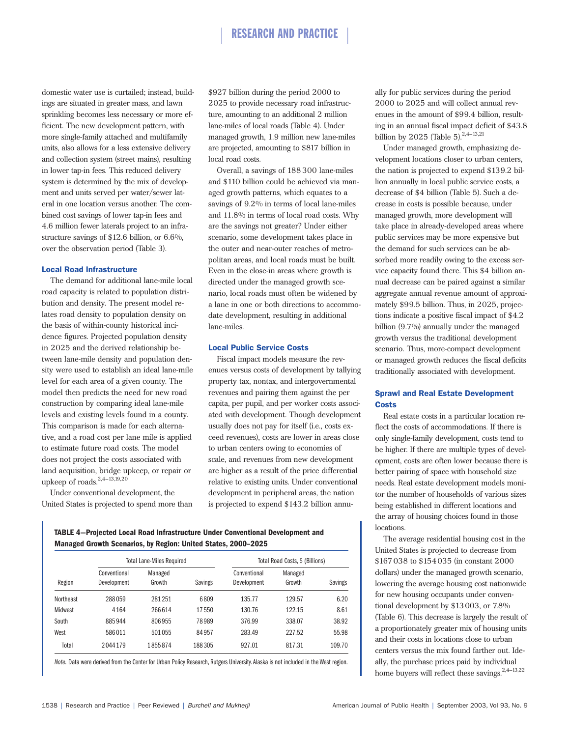domestic water use is curtailed; instead, buildings are situated in greater mass, and lawn sprinkling becomes less necessary or more efficient. The new development pattern, with more single-family attached and multifamily units, also allows for a less extensive delivery and collection system (street mains), resulting in lower tap-in fees. This reduced delivery system is determined by the mix of development and units served per water/sewer lateral in one location versus another. The combined cost savings of lower tap-in fees and 4.6 million fewer laterals project to an infrastructure savings of $12.6 billion, or 6.6%, over the observation period (Table 3).

### Local Road Infrastructure

The demand for additional lane-mile local road capacity is related to population distribution and density. The present model relates road density to population density on the basis of within-county historical incidence figures. Projected population density in 2025 and the derived relationship between lane-mile density and population density were used to establish an ideal lane-mile level for each area of a given county. The model then predicts the need for new road construction by comparing ideal lane-mile levels and existing levels found in a county. This comparison is made for each alternative, and a road cost per lane mile is applied to estimate future road costs. The model does not project the costs associated with land acquisition, bridge upkeep, or repair or upkeep of roads.[2,4–13,19,20]

Under conventional development, the United States is projected to spend more than $927 billion during the period 2000 to 2025 to provide necessary road infrastructure, amounting to an additional 2 million lane-miles of local roads (Table 4). Under managed growth, 1.9 million new lane-miles are projected, amounting to $817 billion in local road costs.

Overall, a savings of 188 300 lane-miles and $110 billion could be achieved via managed growth patterns, which equates to a savings of 9.2% in terms of local lane-miles and 11.8% in terms of local road costs. Why are the savings not greater? Under either scenario, some development takes place in the outer and near-outer reaches of metropolitan areas, and local roads must be built. Even in the close-in areas where growth is directed under the managed growth scenario, local roads must often be widened by a lane in one or both directions to accommodate development, resulting in additional lane-miles.

### Local Public Service Costs

Fiscal impact models measure the revenues versus costs of development by tallying property tax, nontax, and intergovernmental revenues and pairing them against the per capita, per pupil, and per worker costs associated with development. Though development usually does not pay for itself (i.e., costs exceed revenues), costs are lower in areas close to urban centers owing to economies of scale, and revenues from new development are higher as a result of the price differential relative to existing units. Under conventional development in peripheral areas, the nation is projected to expend $143.2 billion annually for public services during the period 2000 to 2025 and will collect annual revenues in the amount of $99.4 billion, resulting in an annual fiscal impact deficit of $43.8 billion by 2025 (Table 5).[2,4–13,21]

Under managed growth, emphasizing development locations closer to urban centers, the nation is projected to expend $139.2 billion annually in local public service costs, a decrease of $4 billion (Table 5). Such a decrease in costs is possible because, under managed growth, more development will take place in already-developed areas where public services may be more expensive but the demand for such services can be absorbed more readily owing to the excess service capacity found there. This $4 billion annual decrease can be paired against a similar aggregate annual revenue amount of approximately $99.5 billion. Thus, in 2025, projections indicate a positive fiscal impact of $4.2 billion (9.7%) annually under the managed growth versus the traditional development scenario. Thus, more-compact development or managed growth reduces the fiscal deficits traditionally associated with development.

### Sprawl and Real Estate Development Costs

Real estate costs in a particular location reflect the costs of accommodations. If there is only single-family development, costs tend to be higher. If there are multiple types of development, costs are often lower because there is better pairing of space with household size needs. Real estate development models monitor the number of households of various sizes being established in different locations and the array of housing choices found in those locations.

The average residential housing cost in the United States is projected to decrease from $167 038 to $154 035 (in constant 2000 dollars) under the managed growth scenario, lowering the average housing cost nationwide for new housing occupants under conventional development by $13 003, or 7.8% (Table 6). This decrease is largely the result of a proportionately greater mix of housing units and their costs in locations close to urban centers versus the mix found farther out. Ideally, the purchase prices paid by individual home buyers will reflect these savings.[2,4–13,22]

**TABLE 4—Projected Local Road Infrastructure Under Conventional Development and Managed Growth Scenarios, by Region: United States, 2000–2025**

| | Total Lane-Miles Required | | | Total Road Costs, $ (Billions) | | |
|---|---|---|---|---|---|---|
| Region | Conventional Development | Managed Growth | Savings | Conventional Development | Managed Growth | Savings |
| Northeast | 288 059 | 281 251 | 6 809 | 135.77 | 129.57 | 6.20 |
| Midwest | 4 164 | 266 614 | 17 550 | 130.76 | 122.15 | 8.61 |
| South | 885 944 | 806 955 | 78 989 | 376.99 | 338.07 | 38.92 |
| West | 586 011 | 501 055 | 84 957 | 283.49 | 227.52 | 55.98 |
| Total | 2 044 179 | 1 855 874 | 188 305 | 927.01 | 817.31 | 109.70 |

*Note.* Data were derived from the Center for Urban Policy Research, Rutgers University. Alaska is not included in the West region.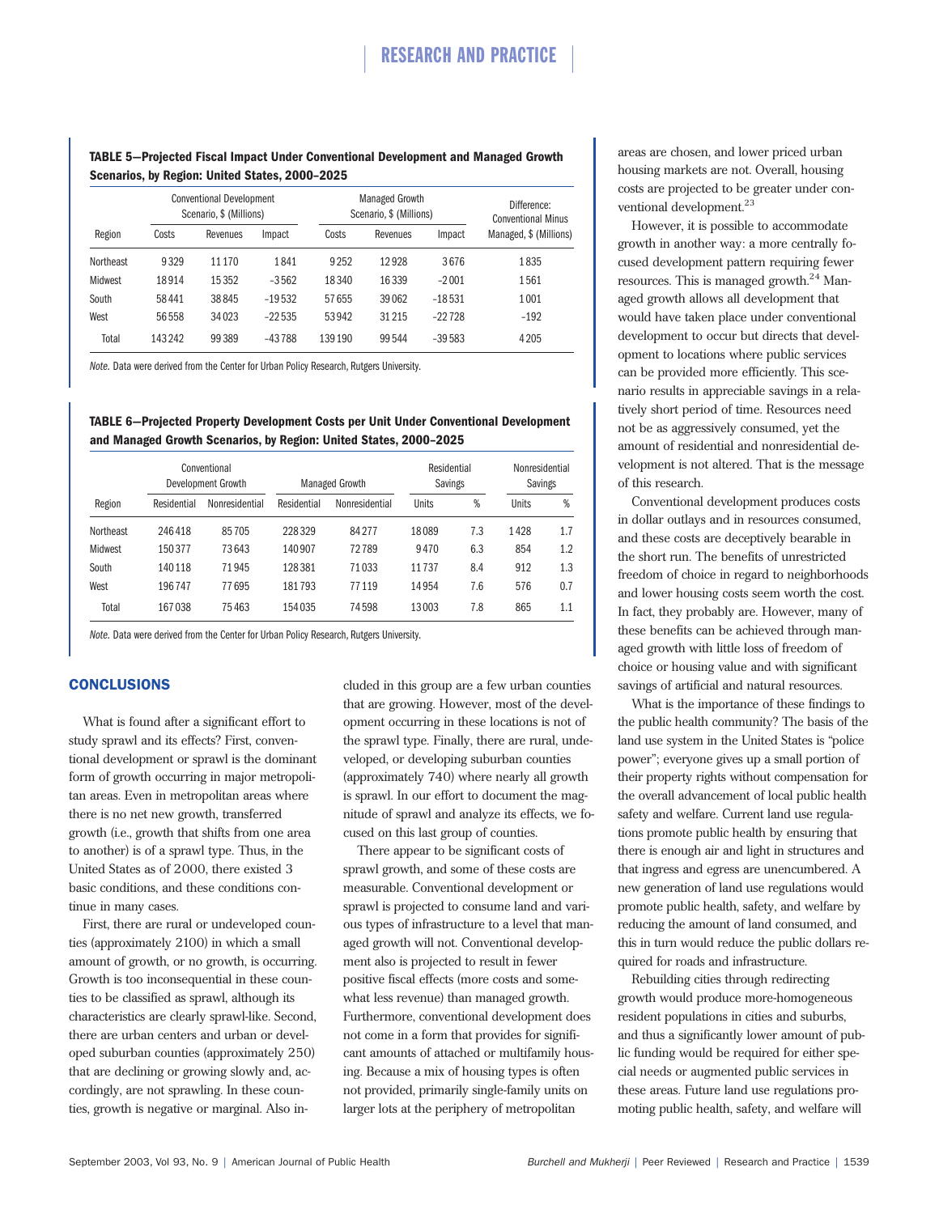**TABLE 5—Projected Fiscal Impact Under Conventional Development and Managed Growth Scenarios, by Region: United States, 2000–2025**

| | Conventional Development Scenario, $ (Millions) | | | Managed Growth Scenario, $ (Millions) | | | Difference: Conventional Minus Managed, $ (Millions) |
|---|---|---|---|---|---|---|---|
| Region | Costs | Revenues | Impact | Costs | Revenues | Impact | |
| Northeast | 9329 | 11170 | 1841 | 9252 | 12928 | 3676 | 1835 |
| Midwest | 18914 | 15352 | −3562 | 18340 | 16339 | −2001 | 1561 |
| South | 58441 | 38845 | −19532 | 57655 | 39062 | −18531 | 1001 |
| West | 56558 | 34023 | −22535 | 53942 | 31215 | −22728 | −192 |
| Total | 143242 | 99389 | −43788 | 139190 | 99544 | −39583 | 4205 |

*Note.* Data were derived from the Center for Urban Policy Research, Rutgers University.

**TABLE 6—Projected Property Development Costs per Unit Under Conventional Development and Managed Growth Scenarios, by Region: United States, 2000–2025**

| | Conventional Development Growth | | Managed Growth | | Residential Savings | | Nonresidential Savings | |
|---|---|---|---|---|---|---|---|---|
| Region | Residential | Nonresidential | Residential | Nonresidential | Units | % | Units | % |
| Northeast | 246418 | 85705 | 228329 | 84277 | 18089 | 7.3 | 1428 | 1.7 |
| Midwest | 150377 | 73643 | 140907 | 72789 | 9470 | 6.3 | 854 | 1.2 |
| South | 140118 | 71945 | 128381 | 71033 | 11737 | 8.4 | 912 | 1.3 |
| West | 196747 | 77695 | 181793 | 77119 | 14954 | 7.6 | 576 | 0.7 |
| Total | 167038 | 75463 | 154035 | 74598 | 13003 | 7.8 | 865 | 1.1 |

*Note.* Data were derived from the Center for Urban Policy Research, Rutgers University.

## CONCLUSIONS

What is found after a significant effort to study sprawl and its effects? First, conventional development or sprawl is the dominant form of growth occurring in major metropolitan areas. Even in metropolitan areas where there is no net new growth, transferred growth (i.e., growth that shifts from one area to another) is of a sprawl type. Thus, in the United States as of 2000, there existed 3 basic conditions, and these conditions continue in many cases.

First, there are rural or undeveloped counties (approximately 2100) in which a small amount of growth, or no growth, is occurring. Growth is too inconsequential in these counties to be classified as sprawl, although its characteristics are clearly sprawl-like. Second, there are urban centers and urban or developed suburban counties (approximately 250) that are declining or growing slowly and, accordingly, are not sprawling. In these counties, growth is negative or marginal. Also included in this group are a few urban counties that are growing. However, most of the development occurring in these locations is not of the sprawl type. Finally, there are rural, undeveloped, or developing suburban counties (approximately 740) where nearly all growth is sprawl. In our effort to document the magnitude of sprawl and analyze its effects, we focused on this last group of counties.

There appear to be significant costs of sprawl growth, and some of these costs are measurable. Conventional development or sprawl is projected to consume land and various types of infrastructure to a level that managed growth will not. Conventional development also is projected to result in fewer positive fiscal effects (more costs and somewhat less revenue) than managed growth. Furthermore, conventional development does not come in a form that provides for significant amounts of attached or multifamily housing. Because a mix of housing types is often not provided, primarily single-family units on larger lots at the periphery of metropolitan areas are chosen, and lower priced urban housing markets are not. Overall, housing costs are projected to be greater under conventional development.[23]

However, it is possible to accommodate growth in another way: a more centrally focused development pattern requiring fewer resources. This is managed growth.[24] Managed growth allows all development that would have taken place under conventional development to occur but directs that development to locations where public services can be provided more efficiently. This scenario results in appreciable savings in a relatively short period of time. Resources need not be as aggressively consumed, yet the amount of residential and nonresidential development is not altered. That is the message of this research.

Conventional development produces costs in dollar outlays and in resources consumed, and these costs are deceptively bearable in the short run. The benefits of unrestricted freedom of choice in regard to neighborhoods and lower housing costs seem worth the cost. In fact, they probably are. However, many of these benefits can be achieved through managed growth with little loss of freedom of choice or housing value and with significant savings of artificial and natural resources.

What is the importance of these findings to the public health community? The basis of the land use system in the United States is "police power"; everyone gives up a small portion of their property rights without compensation for the overall advancement of local public health safety and welfare. Current land use regulations promote public health by ensuring that there is enough air and light in structures and that ingress and egress are unencumbered. A new generation of land use regulations would promote public health, safety, and welfare by reducing the amount of land consumed, and this in turn would reduce the public dollars required for roads and infrastructure.

Rebuilding cities through redirecting growth would produce more-homogeneous resident populations in cities and suburbs, and thus a significantly lower amount of public funding would be required for either special needs or augmented public services in these areas. Future land use regulations promoting public health, safety, and welfare will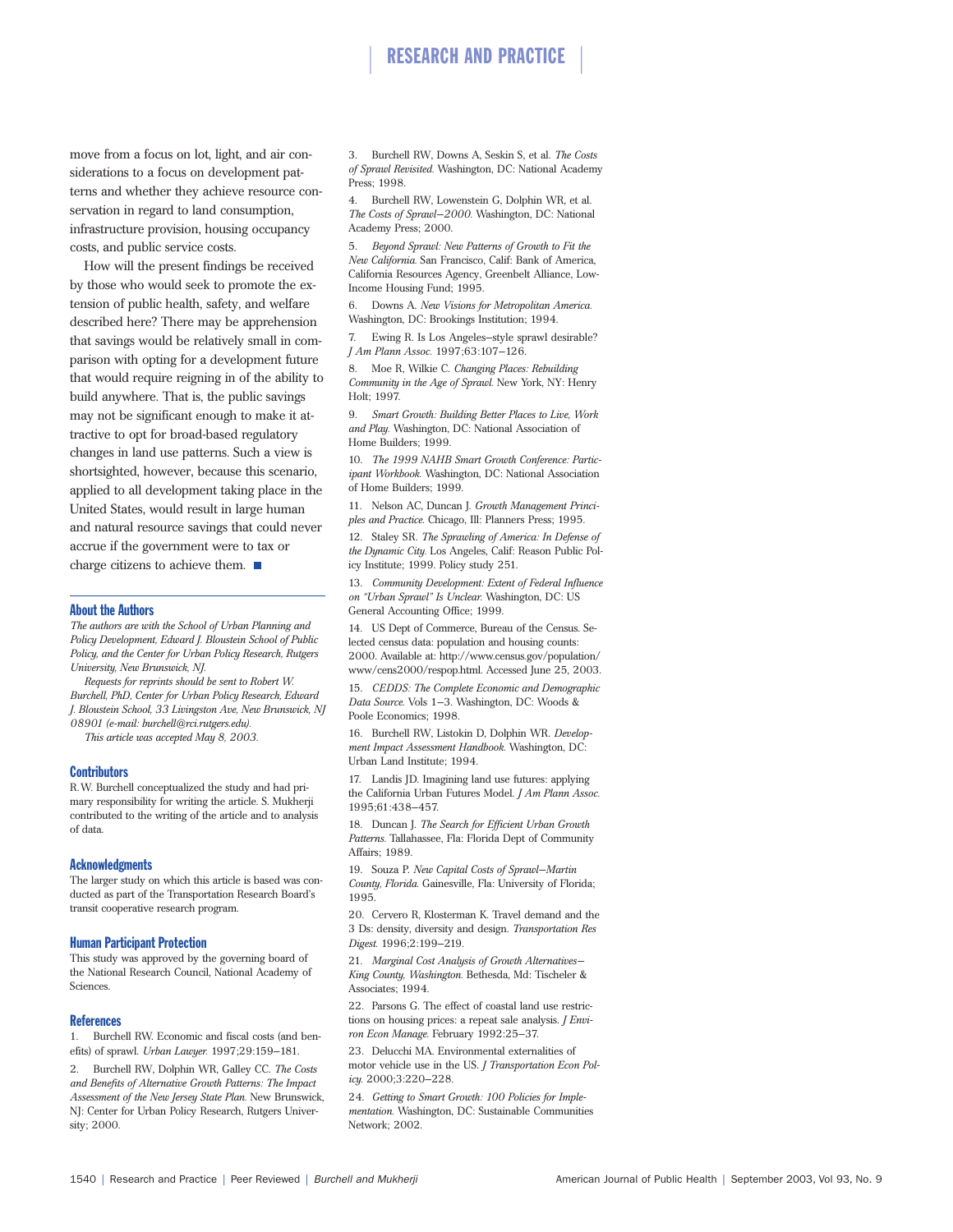move from a focus on lot, light, and air considerations to a focus on development patterns and whether they achieve resource conservation in regard to land consumption, infrastructure provision, housing occupancy costs, and public service costs.

How will the present findings be received by those who would seek to promote the extension of public health, safety, and welfare described here? There may be apprehension that savings would be relatively small in comparison with opting for a development future that would require reigning in of the ability to build anywhere. That is, the public savings may not be significant enough to make it attractive to opt for broad-based regulatory changes in land use patterns. Such a view is shortsighted, however, because this scenario, applied to all development taking place in the United States, would result in large human and natural resource savings that could never accrue if the government were to tax or charge citizens to achieve them. ■

### About the Authors

*The authors are with the School of Urban Planning and Policy Development, Edward J. Bloustein School of Public Policy, and the Center for Urban Policy Research, Rutgers University, New Brunswick, NJ.*

*Requests for reprints should be sent to Robert W. Burchell, PhD, Center for Urban Policy Research, Edward J. Bloustein School, 33 Livingston Ave, New Brunswick, NJ 08901 (e-mail: burchell@rci.rutgers.edu).*

*This article was accepted May 8, 2003.*

### Contributors

R.W. Burchell conceptualized the study and had primary responsibility for writing the article. S. Mukherji contributed to the writing of the article and to analysis of data.

### Acknowledgments

The larger study on which this article is based was conducted as part of the Transportation Research Board's transit cooperative research program.

### Human Participant Protection

This study was approved by the governing board of the National Research Council, National Academy of Sciences.

### References

1. Burchell RW. Economic and fiscal costs (and benefits) of sprawl. *Urban Lawyer.* 1997;29:159–181.
2. Burchell RW, Dolphin WR, Galley CC. *The Costs and Benefits of Alternative Growth Patterns: The Impact Assessment of the New Jersey State Plan.* New Brunswick, NJ: Center for Urban Policy Research, Rutgers University; 2000.
3. Burchell RW, Downs A, Seskin S, et al. *The Costs of Sprawl Revisited.* Washington, DC: National Academy Press; 1998.
4. Burchell RW, Lowenstein G, Dolphin WR, et al. *The Costs of Sprawl—2000.* Washington, DC: National Academy Press; 2000.
5. *Beyond Sprawl: New Patterns of Growth to Fit the New California.* San Francisco, Calif: Bank of America, California Resources Agency, Greenbelt Alliance, Low-Income Housing Fund; 1995.
6. Downs A. *New Visions for Metropolitan America.* Washington, DC: Brookings Institution; 1994.
7. Ewing R. Is Los Angeles–style sprawl desirable? *J Am Plann Assoc.* 1997;63:107–126.
8. Moe R, Wilkie C. *Changing Places: Rebuilding Community in the Age of Sprawl.* New York, NY: Henry Holt; 1997.
9. *Smart Growth: Building Better Places to Live, Work and Play.* Washington, DC: National Association of Home Builders; 1999.
10. *The 1999 NAHB Smart Growth Conference: Participant Workbook.* Washington, DC: National Association of Home Builders; 1999.
11. Nelson AC, Duncan J. *Growth Management Principles and Practice.* Chicago, Ill: Planners Press; 1995.
12. Staley SR. *The Sprawling of America: In Defense of the Dynamic City.* Los Angeles, Calif: Reason Public Policy Institute; 1999. Policy study 251.
13. *Community Development: Extent of Federal Influence on "Urban Sprawl" Is Unclear.* Washington, DC: US General Accounting Office; 1999.
14. US Dept of Commerce, Bureau of the Census. Selected census data: population and housing counts: 2000. Available at: http://www.census.gov/population/www/cens2000/respop.html. Accessed June 25, 2003.
15. *CEDDS: The Complete Economic and Demographic Data Source.* Vols 1–3. Washington, DC: Woods & Poole Economics; 1998.
16. Burchell RW, Listokin D, Dolphin WR. *Development Impact Assessment Handbook.* Washington, DC: Urban Land Institute; 1994.
17. Landis JD. Imagining land use futures: applying the California Urban Futures Model. *J Am Plann Assoc.* 1995;61:438–457.
18. Duncan J. *The Search for Efficient Urban Growth Patterns.* Tallahassee, Fla: Florida Dept of Community Affairs; 1989.
19. Souza P. *New Capital Costs of Sprawl—Martin County, Florida.* Gainesville, Fla: University of Florida; 1995.
20. Cervero R, Klosterman K. Travel demand and the 3 Ds: density, diversity and design. *Transportation Res Digest.* 1996;2:199–219.
21. *Marginal Cost Analysis of Growth Alternatives—King County, Washington.* Bethesda, Md: Tischeler & Associates; 1994.
22. Parsons G. The effect of coastal land use restrictions on housing prices: a repeat sale analysis. *J Environ Econ Manage.* February 1992:25–37.
23. Delucchi MA. Environmental externalities of motor vehicle use in the US. *J Transportation Econ Policy.* 2000;3:220–228.
24. *Getting to Smart Growth: 100 Policies for Implementation.* Washington, DC: Sustainable Communities Network; 2002.